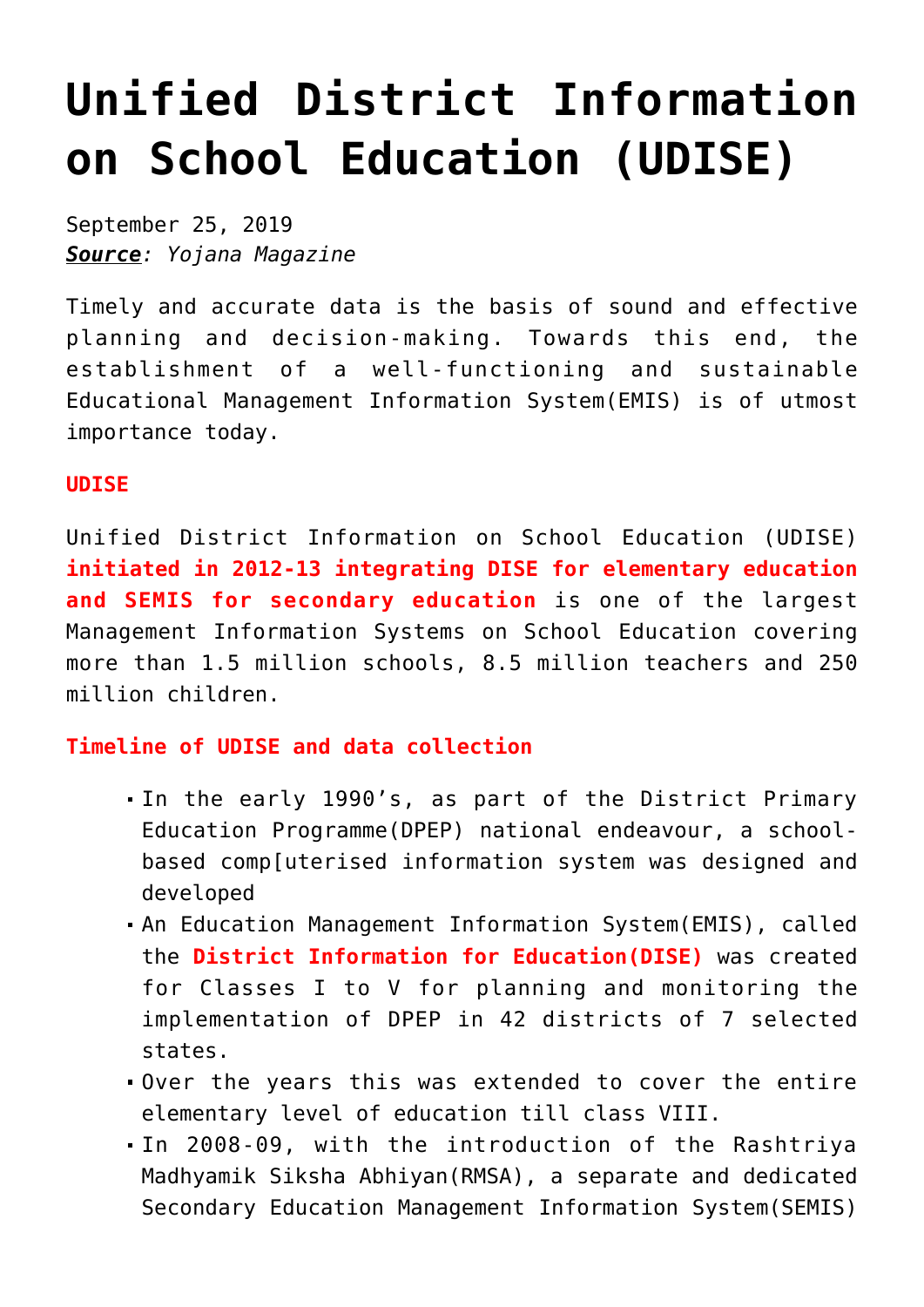# Unified District Information on School Education (UDISE)

September 25, 2019
***Source**: Yojana Magazine*

Timely and accurate data is the basis of sound and effective planning and decision-making. Towards this end, the establishment of a well-functioning and sustainable Educational Management Information System(EMIS) is of utmost importance today.

**UDISE**

Unified District Information on School Education (UDISE) **initiated in 2012-13 integrating DISE for elementary education and SEMIS for secondary education** is one of the largest Management Information Systems on School Education covering more than 1.5 million schools, 8.5 million teachers and 250 million children.

**Timeline of UDISE and data collection**

- In the early 1990's, as part of the District Primary Education Programme(DPEP) national endeavour, a school-based comp[uterised information system was designed and developed
- An Education Management Information System(EMIS), called the **District Information for Education(DISE)** was created for Classes I to V for planning and monitoring the implementation of DPEP in 42 districts of 7 selected states.
- Over the years this was extended to cover the entire elementary level of education till class VIII.
- In 2008-09, with the introduction of the Rashtriya Madhyamik Siksha Abhiyan(RMSA), a separate and dedicated Secondary Education Management Information System(SEMIS)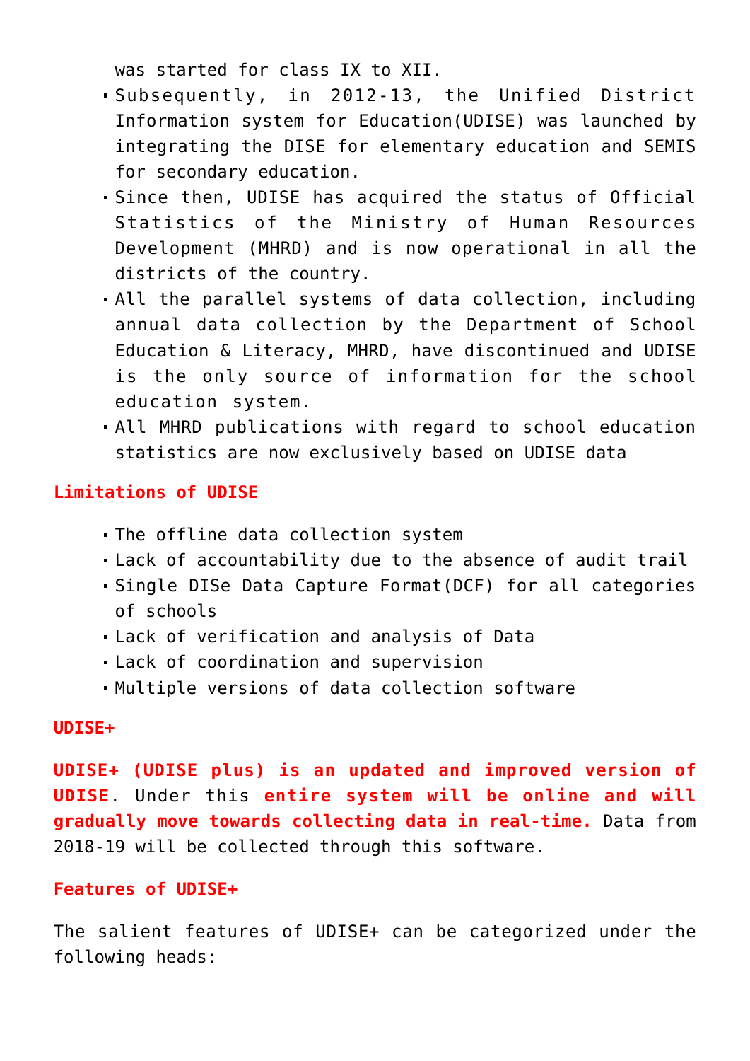was started for class IX to XII.

- Subsequently, in 2012-13, the Unified District Information system for Education(UDISE) was launched by integrating the DISE for elementary education and SEMIS for secondary education.
- Since then, UDISE has acquired the status of Official Statistics of the Ministry of Human Resources Development (MHRD) and is now operational in all the districts of the country.
- All the parallel systems of data collection, including annual data collection by the Department of School Education & Literacy, MHRD, have discontinued and UDISE is the only source of information for the school education system.
- All MHRD publications with regard to school education statistics are now exclusively based on UDISE data

**Limitations of UDISE**

- The offline data collection system
- Lack of accountability due to the absence of audit trail
- Single DISe Data Capture Format(DCF) for all categories of schools
- Lack of verification and analysis of Data
- Lack of coordination and supervision
- Multiple versions of data collection software

**UDISE+**

**UDISE+ (UDISE plus) is an updated and improved version of UDISE**. Under this **entire system will be online and will gradually move towards collecting data in real-time.** Data from 2018-19 will be collected through this software.

**Features of UDISE+**

The salient features of UDISE+ can be categorized under the following heads: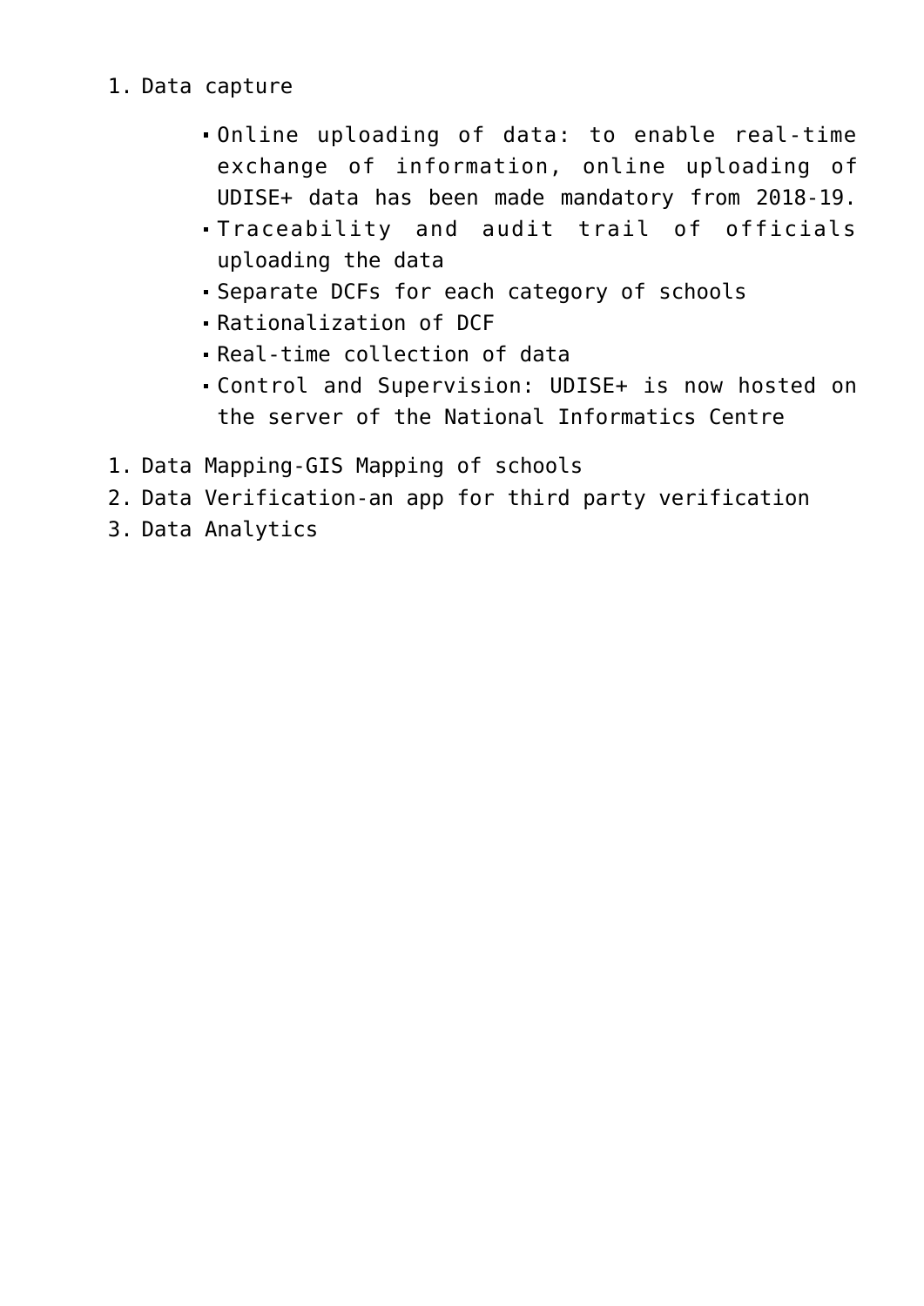1. Data capture
    - Online uploading of data: to enable real-time exchange of information, online uploading of UDISE+ data has been made mandatory from 2018-19.
    - Traceability and audit trail of officials uploading the data
    - Separate DCFs for each category of schools
    - Rationalization of DCF
    - Real-time collection of data
    - Control and Supervision: UDISE+ is now hosted on the server of the National Informatics Centre

1. Data Mapping-GIS Mapping of schools
2. Data Verification-an app for third party verification
3. Data Analytics